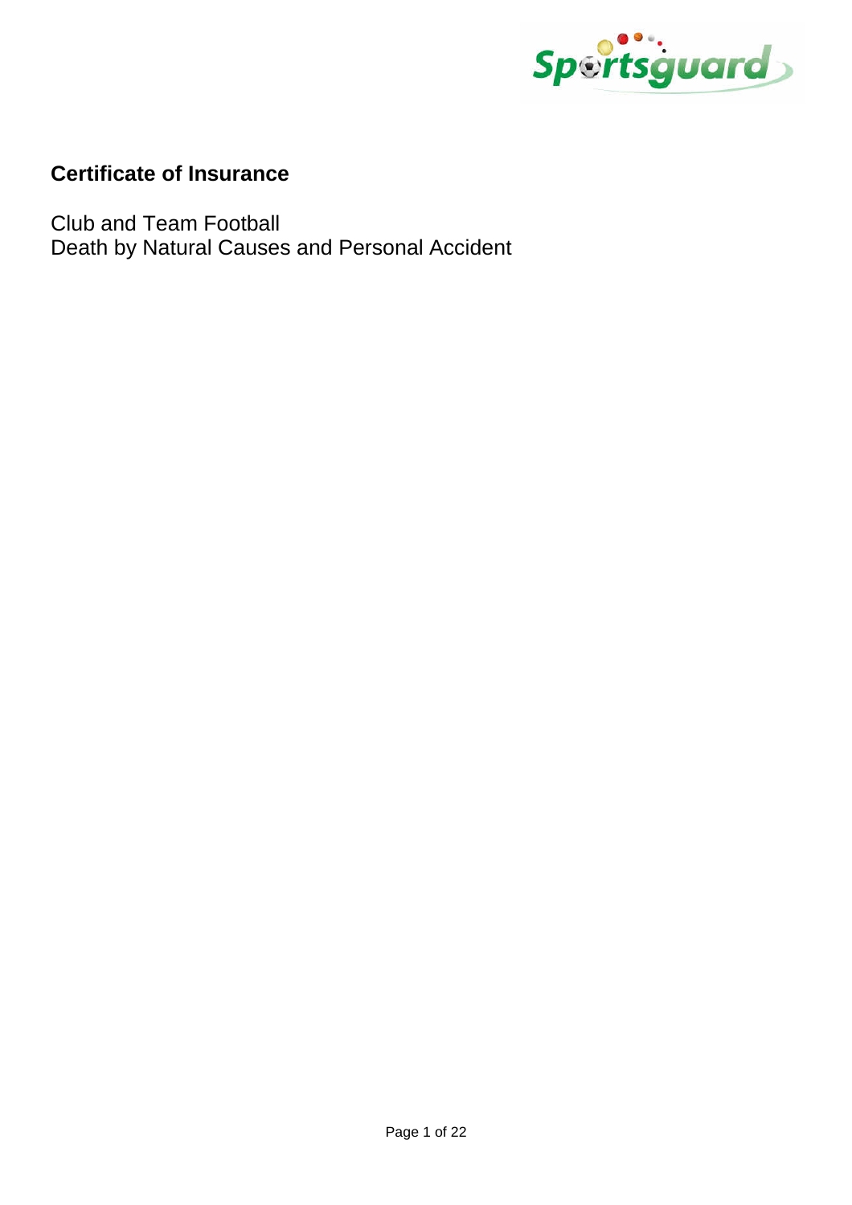# Certificate of Insurance

Club and Team Football
Death by Natural Causes and Personal Accident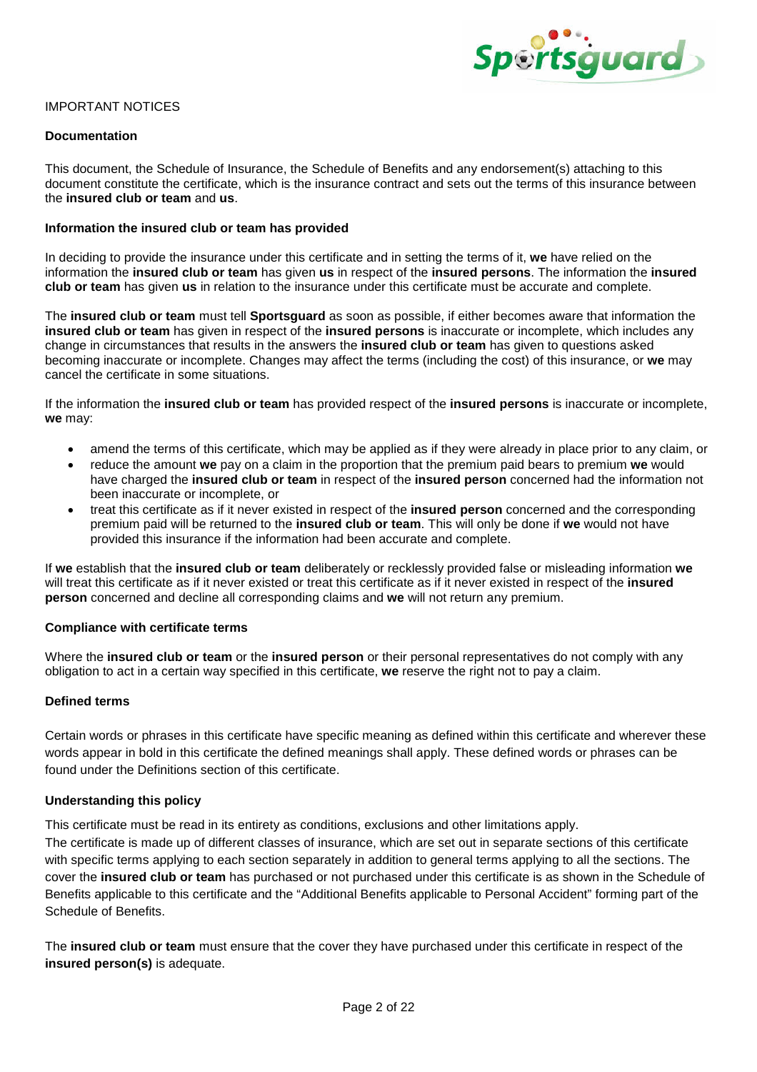IMPORTANT NOTICES

### Documentation

This document, the Schedule of Insurance, the Schedule of Benefits and any endorsement(s) attaching to this document constitute the certificate, which is the insurance contract and sets out the terms of this insurance between the **insured club or team** and **us**.

### Information the insured club or team has provided

In deciding to provide the insurance under this certificate and in setting the terms of it, **we** have relied on the information the **insured club or team** has given **us** in respect of the **insured persons**. The information the **insured club or team** has given **us** in relation to the insurance under this certificate must be accurate and complete.

The **insured club or team** must tell **Sportsguard** as soon as possible, if either becomes aware that information the **insured club or team** has given in respect of the **insured persons** is inaccurate or incomplete, which includes any change in circumstances that results in the answers the **insured club or team** has given to questions asked becoming inaccurate or incomplete. Changes may affect the terms (including the cost) of this insurance, or **we** may cancel the certificate in some situations.

If the information the **insured club or team** has provided respect of the **insured persons** is inaccurate or incomplete, **we** may:

- amend the terms of this certificate, which may be applied as if they were already in place prior to any claim, or
- reduce the amount **we** pay on a claim in the proportion that the premium paid bears to premium **we** would have charged the **insured club or team** in respect of the **insured person** concerned had the information not been inaccurate or incomplete, or
- treat this certificate as if it never existed in respect of the **insured person** concerned and the corresponding premium paid will be returned to the **insured club or team**. This will only be done if **we** would not have provided this insurance if the information had been accurate and complete.

If **we** establish that the **insured club or team** deliberately or recklessly provided false or misleading information **we** will treat this certificate as if it never existed or treat this certificate as if it never existed in respect of the **insured person** concerned and decline all corresponding claims and **we** will not return any premium.

### Compliance with certificate terms

Where the **insured club or team** or the **insured person** or their personal representatives do not comply with any obligation to act in a certain way specified in this certificate, **we** reserve the right not to pay a claim.

### Defined terms

Certain words or phrases in this certificate have specific meaning as defined within this certificate and wherever these words appear in bold in this certificate the defined meanings shall apply. These defined words or phrases can be found under the Definitions section of this certificate.

### Understanding this policy

This certificate must be read in its entirety as conditions, exclusions and other limitations apply.
The certificate is made up of different classes of insurance, which are set out in separate sections of this certificate with specific terms applying to each section separately in addition to general terms applying to all the sections. The cover the **insured club or team** has purchased or not purchased under this certificate is as shown in the Schedule of Benefits applicable to this certificate and the "Additional Benefits applicable to Personal Accident" forming part of the Schedule of Benefits.

The **insured club or team** must ensure that the cover they have purchased under this certificate in respect of the **insured person(s)** is adequate.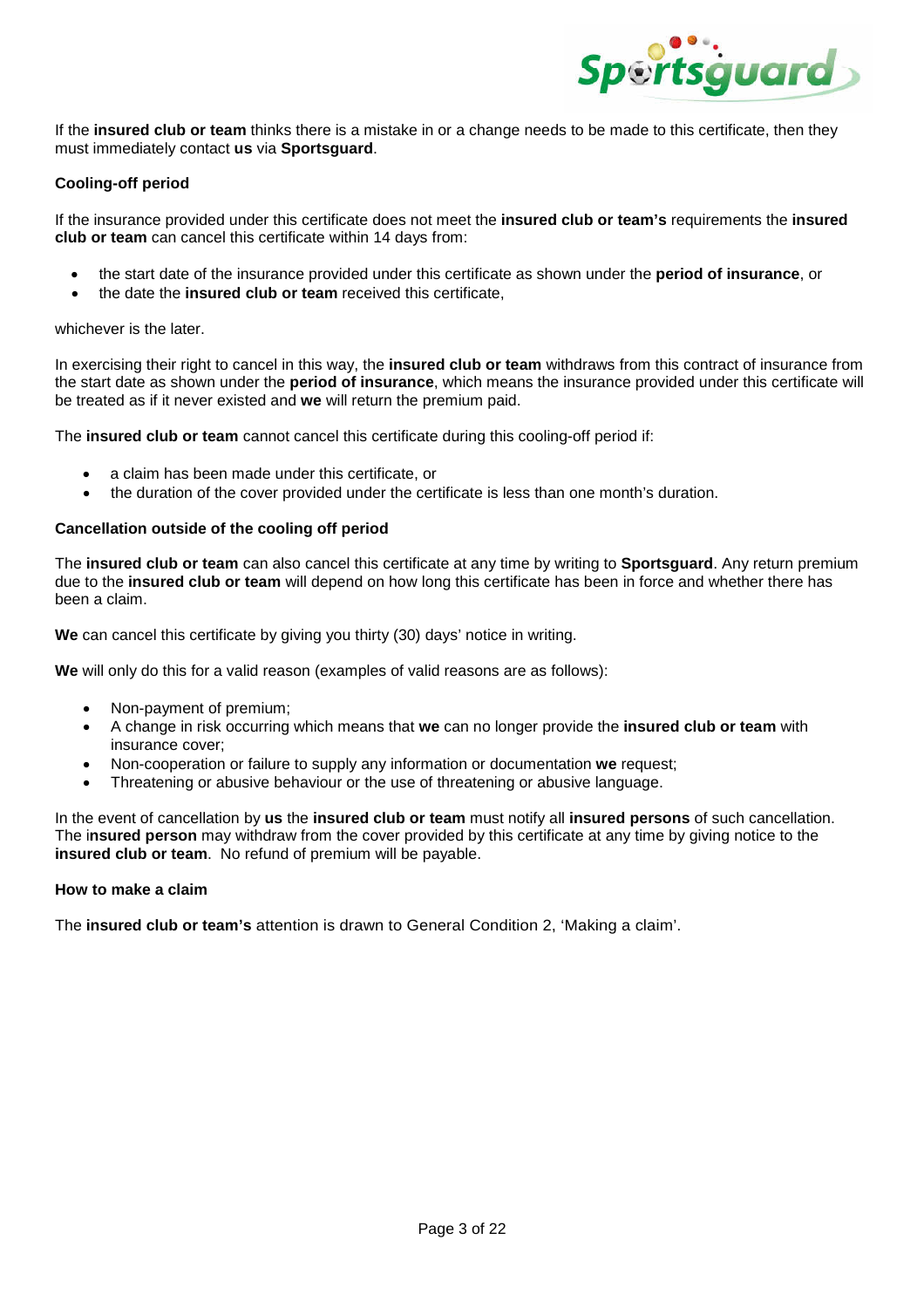If the **insured club or team** thinks there is a mistake in or a change needs to be made to this certificate, then they must immediately contact **us** via **Sportsguard**.

**Cooling-off period**

If the insurance provided under this certificate does not meet the **insured club or team's** requirements the **insured club or team** can cancel this certificate within 14 days from:

- the start date of the insurance provided under this certificate as shown under the **period of insurance**, or
- the date the **insured club or team** received this certificate,

whichever is the later.

In exercising their right to cancel in this way, the **insured club or team** withdraws from this contract of insurance from the start date as shown under the **period of insurance**, which means the insurance provided under this certificate will be treated as if it never existed and **we** will return the premium paid.

The **insured club or team** cannot cancel this certificate during this cooling-off period if:

- a claim has been made under this certificate, or
- the duration of the cover provided under the certificate is less than one month's duration.

**Cancellation outside of the cooling off period**

The **insured club or team** can also cancel this certificate at any time by writing to **Sportsguard**. Any return premium due to the **insured club or team** will depend on how long this certificate has been in force and whether there has been a claim.

**We** can cancel this certificate by giving you thirty (30) days' notice in writing.

**We** will only do this for a valid reason (examples of valid reasons are as follows):

- Non-payment of premium;
- A change in risk occurring which means that **we** can no longer provide the **insured club or team** with insurance cover;
- Non-cooperation or failure to supply any information or documentation **we** request;
- Threatening or abusive behaviour or the use of threatening or abusive language.

In the event of cancellation by **us** the **insured club or team** must notify all **insured persons** of such cancellation. The i**nsured person** may withdraw from the cover provided by this certificate at any time by giving notice to the **insured club or team**. No refund of premium will be payable.

**How to make a claim**

The **insured club or team's** attention is drawn to General Condition 2, 'Making a claim'.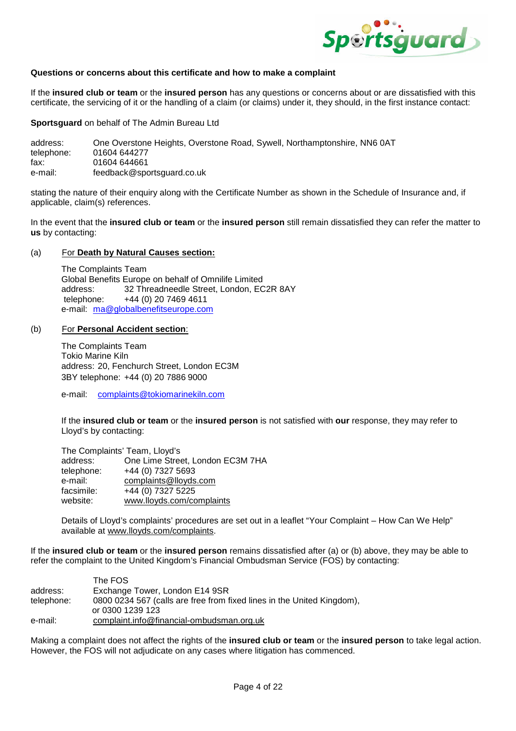**Questions or concerns about this certificate and how to make a complaint**

If the **insured club or team** or the **insured person** has any questions or concerns about or are dissatisfied with this certificate, the servicing of it or the handling of a claim (or claims) under it, they should, in the first instance contact:

**Sportsguard** on behalf of The Admin Bureau Ltd

address: One Overstone Heights, Overstone Road, Sywell, Northamptonshire, NN6 0AT
telephone: 01604 644277
fax: 01604 644661
e-mail: feedback@sportsguard.co.uk

stating the nature of their enquiry along with the Certificate Number as shown in the Schedule of Insurance and, if applicable, claim(s) references.

In the event that the **insured club or team** or the **insured person** still remain dissatisfied they can refer the matter to **us** by contacting:

(a) For **Death by Natural Causes section:**

The Complaints Team
Global Benefits Europe on behalf of Omnilife Limited
address: 32 Threadneedle Street, London, EC2R 8AY
telephone: +44 (0) 20 7469 4611
e-mail: ma@globalbenefitseurope.com

(b) For **Personal Accident section**:

The Complaints Team
Tokio Marine Kiln
address: 20, Fenchurch Street, London EC3M 3BY
telephone: +44 (0) 20 7886 9000

e-mail: complaints@tokiomarinekiln.com

If the **insured club or team** or the **insured person** is not satisfied with **our** response, they may refer to Lloyd's by contacting:

The Complaints' Team, Lloyd's
address: One Lime Street, London EC3M 7HA
telephone: +44 (0) 7327 5693
e-mail: complaints@lloyds.com
facsimile: +44 (0) 7327 5225
website: www.lloyds.com/complaints

Details of Lloyd's complaints' procedures are set out in a leaflet "Your Complaint – How Can We Help" available at www.lloyds.com/complaints.

If the **insured club or team** or the **insured person** remains dissatisfied after (a) or (b) above, they may be able to refer the complaint to the United Kingdom's Financial Ombudsman Service (FOS) by contacting:

The FOS
address: Exchange Tower, London E14 9SR
telephone: 0800 0234 567 (calls are free from fixed lines in the United Kingdom), or 0300 1239 123
e-mail: complaint.info@financial-ombudsman.org.uk

Making a complaint does not affect the rights of the **insured club or team** or the **insured person** to take legal action. However, the FOS will not adjudicate on any cases where litigation has commenced.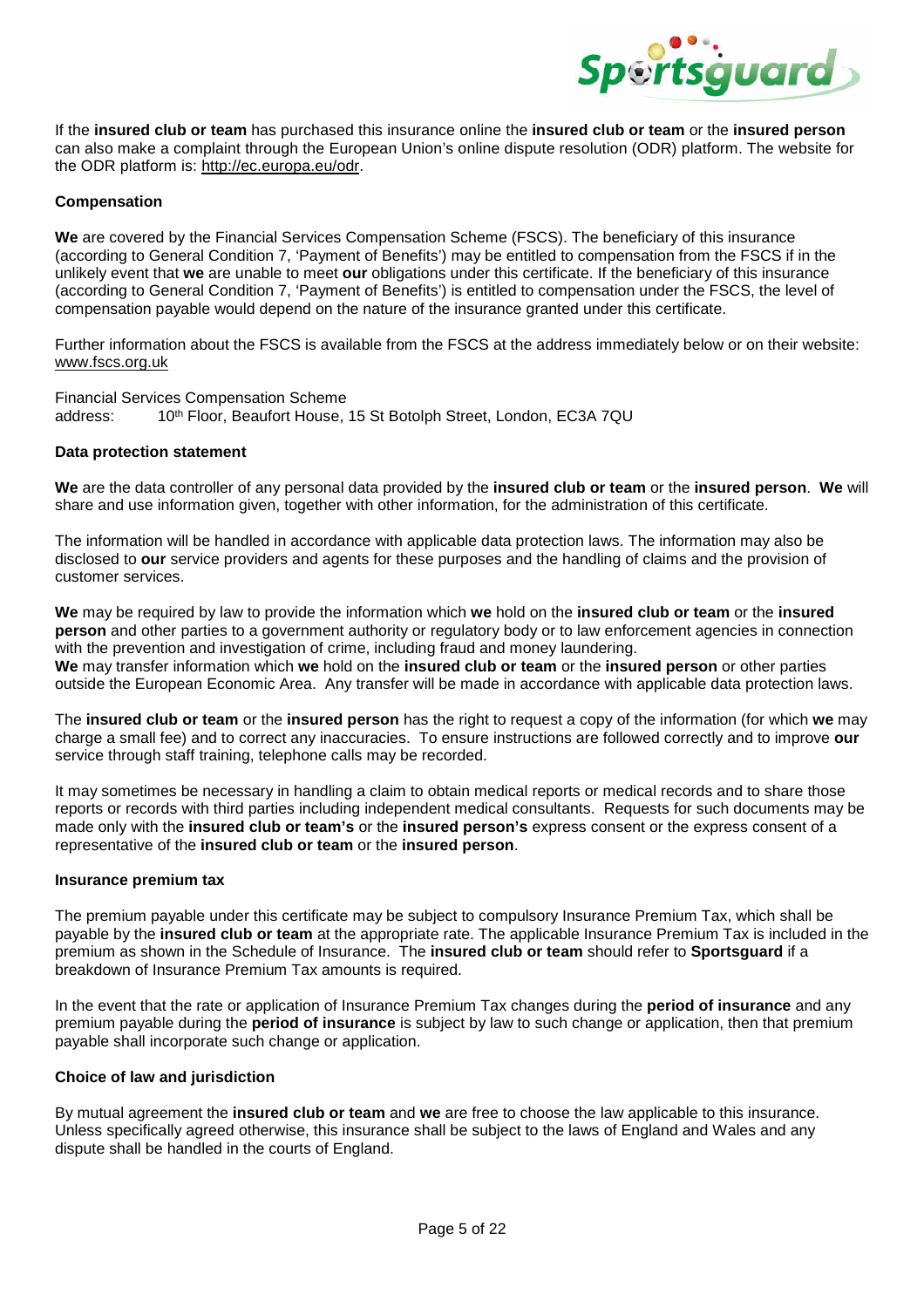If the **insured club or team** has purchased this insurance online the **insured club or team** or the **insured person** can also make a complaint through the European Union's online dispute resolution (ODR) platform. The website for the ODR platform is: http://ec.europa.eu/odr.

**Compensation**

**We** are covered by the Financial Services Compensation Scheme (FSCS). The beneficiary of this insurance (according to General Condition 7, 'Payment of Benefits') may be entitled to compensation from the FSCS if in the unlikely event that **we** are unable to meet **our** obligations under this certificate. If the beneficiary of this insurance (according to General Condition 7, 'Payment of Benefits') is entitled to compensation under the FSCS, the level of compensation payable would depend on the nature of the insurance granted under this certificate.

Further information about the FSCS is available from the FSCS at the address immediately below or on their website: www.fscs.org.uk

Financial Services Compensation Scheme
address: 10th Floor, Beaufort House, 15 St Botolph Street, London, EC3A 7QU

**Data protection statement**

**We** are the data controller of any personal data provided by the **insured club or team** or the **insured person**. **We** will share and use information given, together with other information, for the administration of this certificate.

The information will be handled in accordance with applicable data protection laws. The information may also be disclosed to **our** service providers and agents for these purposes and the handling of claims and the provision of customer services.

**We** may be required by law to provide the information which **we** hold on the **insured club or team** or the **insured person** and other parties to a government authority or regulatory body or to law enforcement agencies in connection with the prevention and investigation of crime, including fraud and money laundering.
**We** may transfer information which **we** hold on the **insured club or team** or the **insured person** or other parties outside the European Economic Area. Any transfer will be made in accordance with applicable data protection laws.

The **insured club or team** or the **insured person** has the right to request a copy of the information (for which **we** may charge a small fee) and to correct any inaccuracies. To ensure instructions are followed correctly and to improve **our** service through staff training, telephone calls may be recorded.

It may sometimes be necessary in handling a claim to obtain medical reports or medical records and to share those reports or records with third parties including independent medical consultants. Requests for such documents may be made only with the **insured club or team's** or the **insured person's** express consent or the express consent of a representative of the **insured club or team** or the **insured person**.

**Insurance premium tax**

The premium payable under this certificate may be subject to compulsory Insurance Premium Tax, which shall be payable by the **insured club or team** at the appropriate rate. The applicable Insurance Premium Tax is included in the premium as shown in the Schedule of Insurance. The **insured club or team** should refer to **Sportsguard** if a breakdown of Insurance Premium Tax amounts is required.

In the event that the rate or application of Insurance Premium Tax changes during the **period of insurance** and any premium payable during the **period of insurance** is subject by law to such change or application, then that premium payable shall incorporate such change or application.

**Choice of law and jurisdiction**

By mutual agreement the **insured club or team** and **we** are free to choose the law applicable to this insurance. Unless specifically agreed otherwise, this insurance shall be subject to the laws of England and Wales and any dispute shall be handled in the courts of England.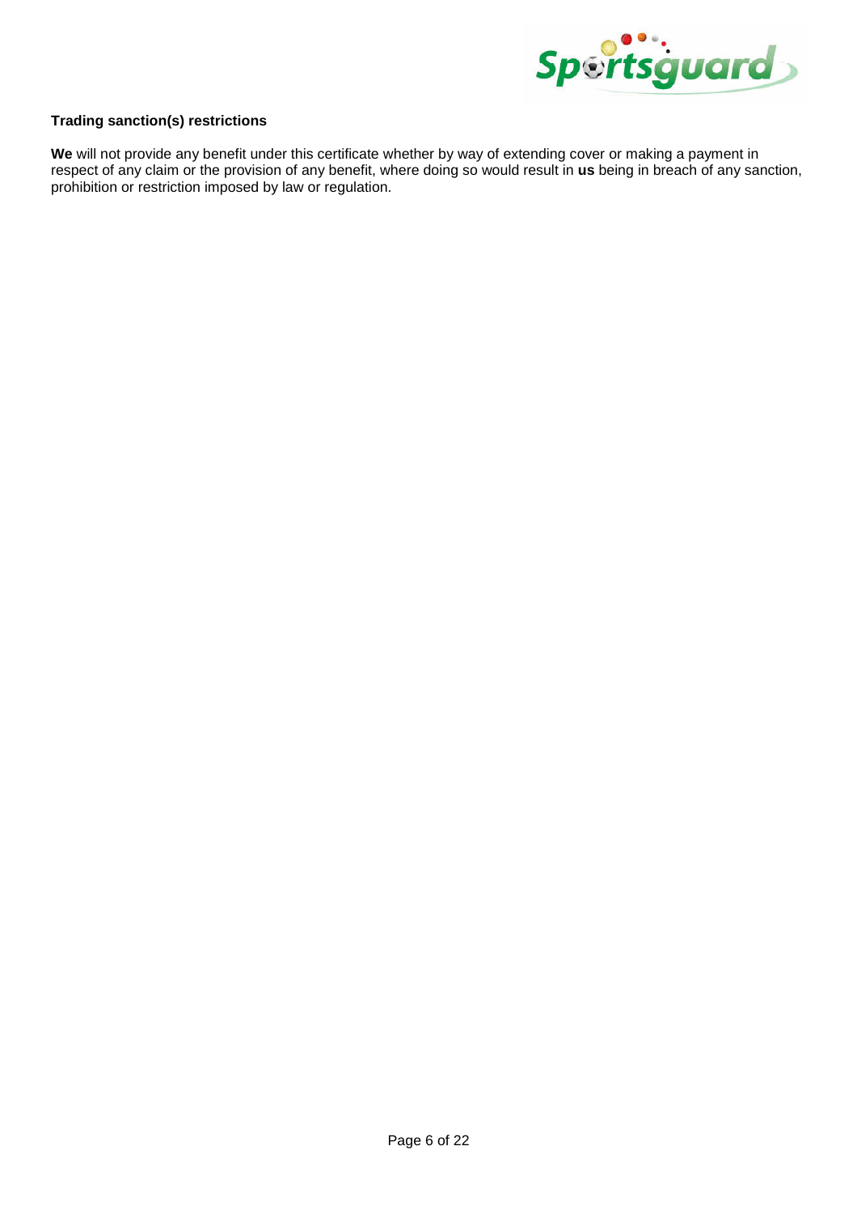**Trading sanction(s) restrictions**

**We** will not provide any benefit under this certificate whether by way of extending cover or making a payment in respect of any claim or the provision of any benefit, where doing so would result in **us** being in breach of any sanction, prohibition or restriction imposed by law or regulation.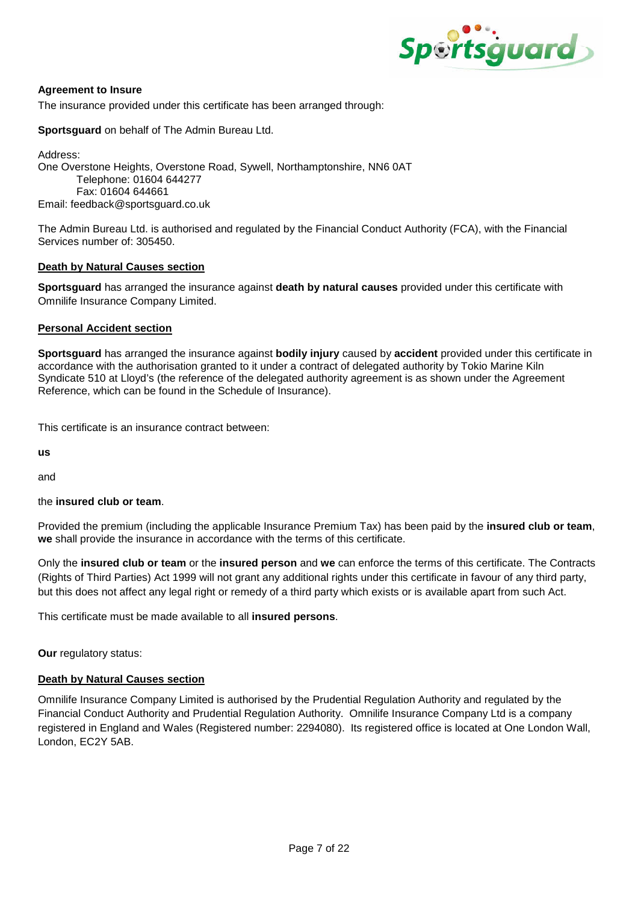**Agreement to Insure**

The insurance provided under this certificate has been arranged through:

**Sportsguard** on behalf of The Admin Bureau Ltd.

Address:
One Overstone Heights, Overstone Road, Sywell, Northamptonshire, NN6 0AT
Telephone: 01604 644277
Fax: 01604 644661
Email: feedback@sportsguard.co.uk

The Admin Bureau Ltd. is authorised and regulated by the Financial Conduct Authority (FCA), with the Financial Services number of: 305450.

**Death by Natural Causes section**

**Sportsguard** has arranged the insurance against **death by natural causes** provided under this certificate with Omnilife Insurance Company Limited.

**Personal Accident section**

**Sportsguard** has arranged the insurance against **bodily injury** caused by **accident** provided under this certificate in accordance with the authorisation granted to it under a contract of delegated authority by Tokio Marine Kiln Syndicate 510 at Lloyd's (the reference of the delegated authority agreement is as shown under the Agreement Reference, which can be found in the Schedule of Insurance).

This certificate is an insurance contract between:

**us**

and

the **insured club or team**.

Provided the premium (including the applicable Insurance Premium Tax) has been paid by the **insured club or team**, **we** shall provide the insurance in accordance with the terms of this certificate.

Only the **insured club or team** or the **insured person** and **we** can enforce the terms of this certificate. The Contracts (Rights of Third Parties) Act 1999 will not grant any additional rights under this certificate in favour of any third party, but this does not affect any legal right or remedy of a third party which exists or is available apart from such Act.

This certificate must be made available to all **insured persons**.

**Our** regulatory status:

**Death by Natural Causes section**

Omnilife Insurance Company Limited is authorised by the Prudential Regulation Authority and regulated by the Financial Conduct Authority and Prudential Regulation Authority. Omnilife Insurance Company Ltd is a company registered in England and Wales (Registered number: 2294080). Its registered office is located at One London Wall, London, EC2Y 5AB.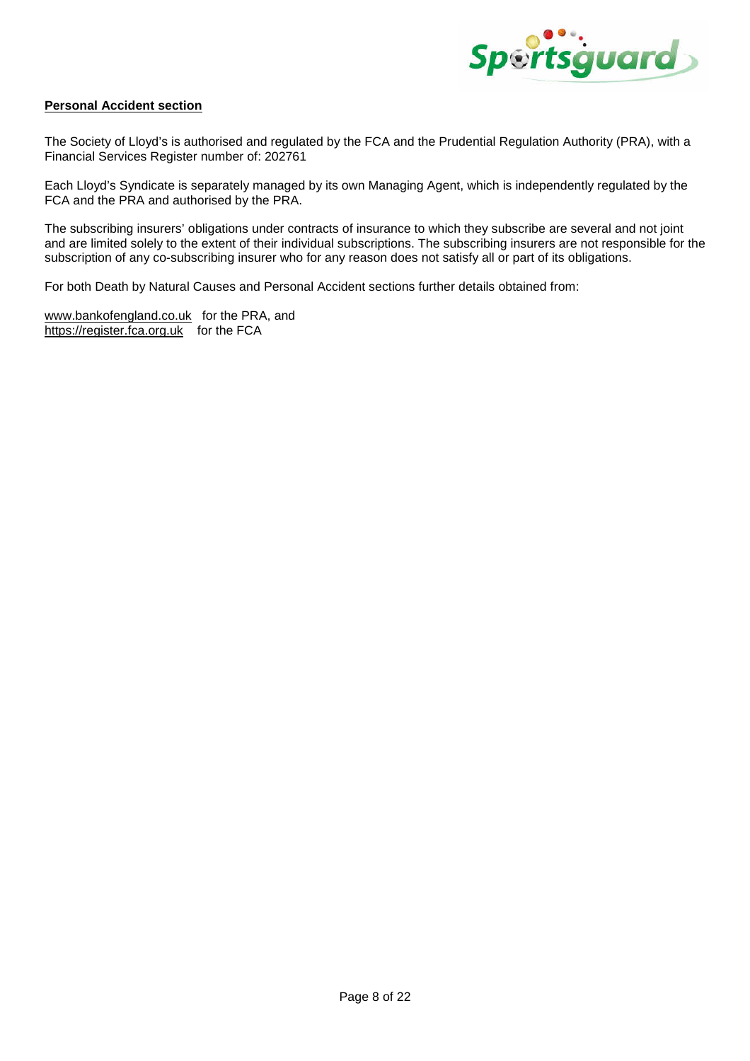**Personal Accident section**

The Society of Lloyd's is authorised and regulated by the FCA and the Prudential Regulation Authority (PRA), with a Financial Services Register number of: 202761

Each Lloyd's Syndicate is separately managed by its own Managing Agent, which is independently regulated by the FCA and the PRA and authorised by the PRA.

The subscribing insurers' obligations under contracts of insurance to which they subscribe are several and not joint and are limited solely to the extent of their individual subscriptions. The subscribing insurers are not responsible for the subscription of any co-subscribing insurer who for any reason does not satisfy all or part of its obligations.

For both Death by Natural Causes and Personal Accident sections further details obtained from:

www.bankofengland.co.uk for the PRA, and
https://register.fca.org.uk for the FCA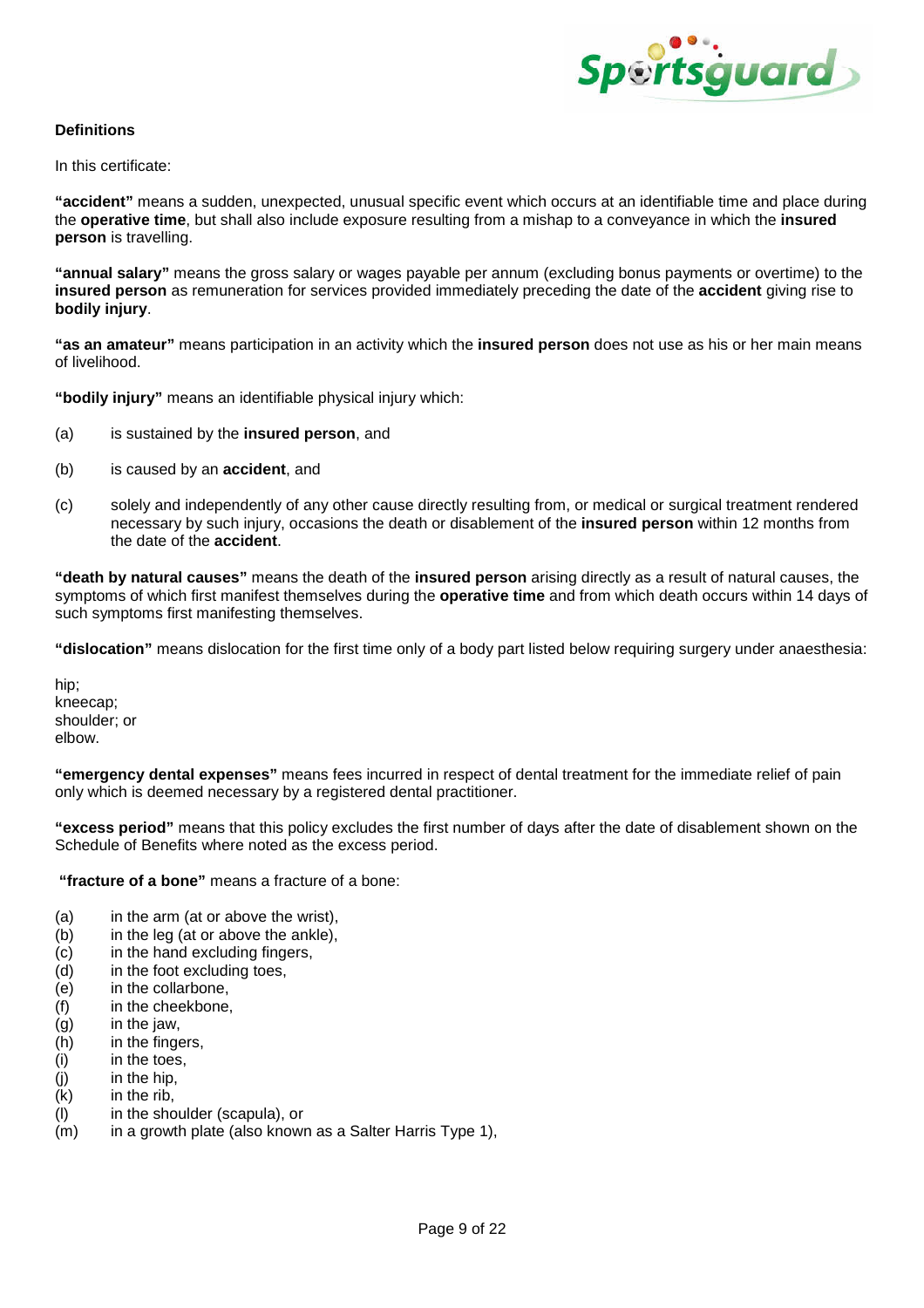**Definitions**

In this certificate:

**"accident"** means a sudden, unexpected, unusual specific event which occurs at an identifiable time and place during the **operative time**, but shall also include exposure resulting from a mishap to a conveyance in which the **insured person** is travelling.

**"annual salary"** means the gross salary or wages payable per annum (excluding bonus payments or overtime) to the **insured person** as remuneration for services provided immediately preceding the date of the **accident** giving rise to **bodily injury**.

**"as an amateur"** means participation in an activity which the **insured person** does not use as his or her main means of livelihood.

**"bodily injury"** means an identifiable physical injury which:

(a) is sustained by the **insured person**, and

(b) is caused by an **accident**, and

(c) solely and independently of any other cause directly resulting from, or medical or surgical treatment rendered necessary by such injury, occasions the death or disablement of the **insured person** within 12 months from the date of the **accident**.

**"death by natural causes"** means the death of the **insured person** arising directly as a result of natural causes, the symptoms of which first manifest themselves during the **operative time** and from which death occurs within 14 days of such symptoms first manifesting themselves.

**"dislocation"** means dislocation for the first time only of a body part listed below requiring surgery under anaesthesia:

hip;
kneecap;
shoulder; or
elbow.

**"emergency dental expenses"** means fees incurred in respect of dental treatment for the immediate relief of pain only which is deemed necessary by a registered dental practitioner.

**"excess period"** means that this policy excludes the first number of days after the date of disablement shown on the Schedule of Benefits where noted as the excess period.

**"fracture of a bone"** means a fracture of a bone:

(a) in the arm (at or above the wrist),
(b) in the leg (at or above the ankle),
(c) in the hand excluding fingers,
(d) in the foot excluding toes,
(e) in the collarbone,
(f) in the cheekbone,
(g) in the jaw,
(h) in the fingers,
(i) in the toes,
(j) in the hip,
(k) in the rib,
(l) in the shoulder (scapula), or
(m) in a growth plate (also known as a Salter Harris Type 1),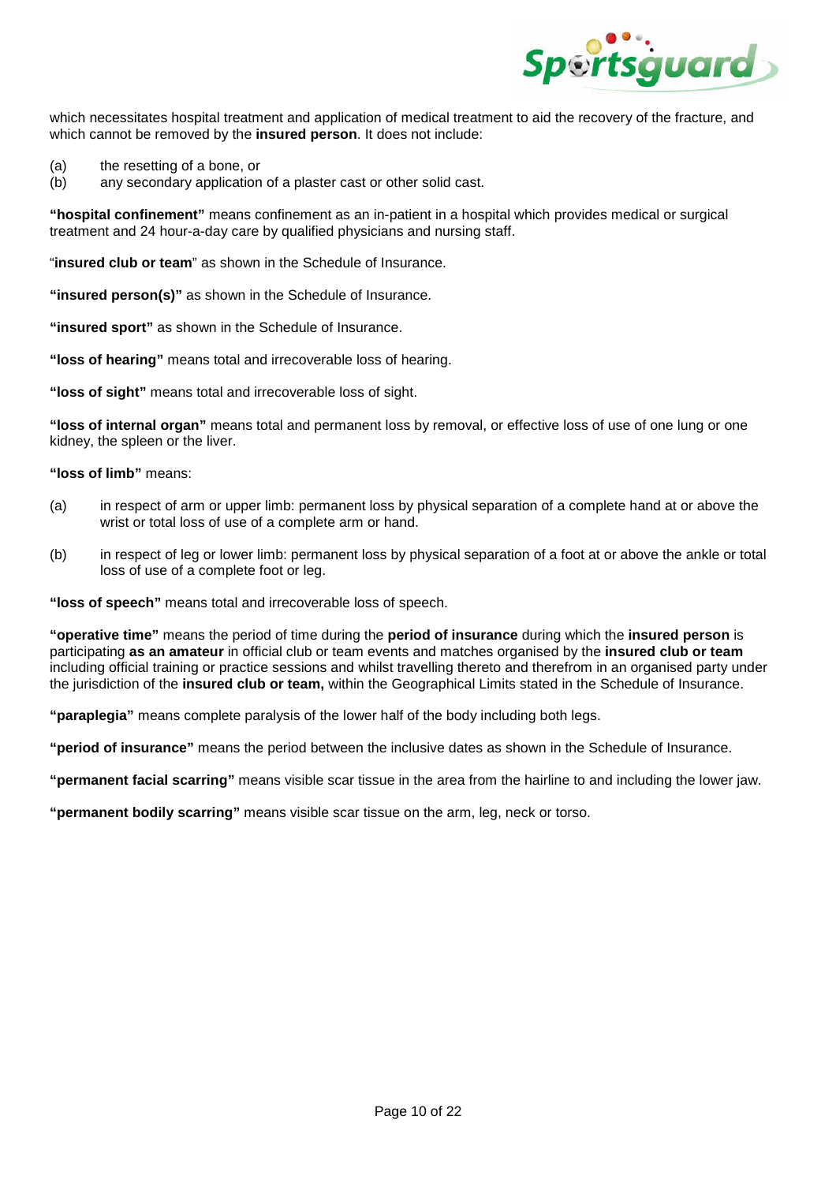which necessitates hospital treatment and application of medical treatment to aid the recovery of the fracture, and which cannot be removed by the **insured person**. It does not include:

(a) the resetting of a bone, or
(b) any secondary application of a plaster cast or other solid cast.

**"hospital confinement"** means confinement as an in-patient in a hospital which provides medical or surgical treatment and 24 hour-a-day care by qualified physicians and nursing staff.

"**insured club or team**" as shown in the Schedule of Insurance.

**"insured person(s)"** as shown in the Schedule of Insurance.

**"insured sport"** as shown in the Schedule of Insurance.

**"loss of hearing"** means total and irrecoverable loss of hearing.

**"loss of sight"** means total and irrecoverable loss of sight.

**"loss of internal organ"** means total and permanent loss by removal, or effective loss of use of one lung or one kidney, the spleen or the liver.

**"loss of limb"** means:

(a) in respect of arm or upper limb: permanent loss by physical separation of a complete hand at or above the wrist or total loss of use of a complete arm or hand.

(b) in respect of leg or lower limb: permanent loss by physical separation of a foot at or above the ankle or total loss of use of a complete foot or leg.

**"loss of speech"** means total and irrecoverable loss of speech.

**"operative time"** means the period of time during the **period of insurance** during which the **insured person** is participating **as an amateur** in official club or team events and matches organised by the **insured club or team** including official training or practice sessions and whilst travelling thereto and therefrom in an organised party under the jurisdiction of the **insured club or team,** within the Geographical Limits stated in the Schedule of Insurance.

**"paraplegia"** means complete paralysis of the lower half of the body including both legs.

**"period of insurance"** means the period between the inclusive dates as shown in the Schedule of Insurance.

**"permanent facial scarring"** means visible scar tissue in the area from the hairline to and including the lower jaw.

**"permanent bodily scarring"** means visible scar tissue on the arm, leg, neck or torso.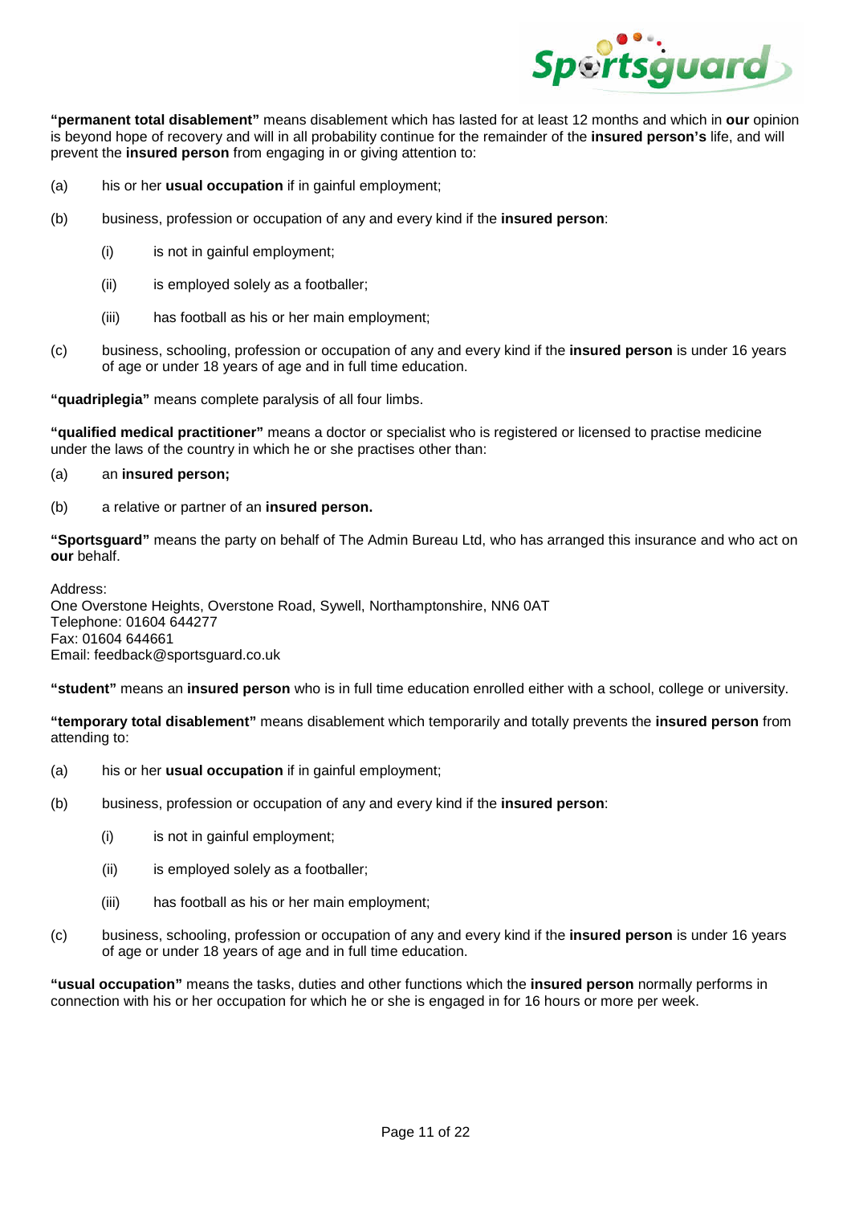**"permanent total disablement"** means disablement which has lasted for at least 12 months and which in **our** opinion is beyond hope of recovery and will in all probability continue for the remainder of the **insured person's** life, and will prevent the **insured person** from engaging in or giving attention to:

(a) his or her **usual occupation** if in gainful employment;

(b) business, profession or occupation of any and every kind if the **insured person**:

  (i) is not in gainful employment;

  (ii) is employed solely as a footballer;

  (iii) has football as his or her main employment;

(c) business, schooling, profession or occupation of any and every kind if the **insured person** is under 16 years of age or under 18 years of age and in full time education.

**"quadriplegia"** means complete paralysis of all four limbs.

**"qualified medical practitioner"** means a doctor or specialist who is registered or licensed to practise medicine under the laws of the country in which he or she practises other than:

(a) an **insured person;**

(b) a relative or partner of an **insured person.**

**"Sportsguard"** means the party on behalf of The Admin Bureau Ltd, who has arranged this insurance and who act on **our** behalf.

Address:
One Overstone Heights, Overstone Road, Sywell, Northamptonshire, NN6 0AT
Telephone: 01604 644277
Fax: 01604 644661
Email: feedback@sportsguard.co.uk

**"student"** means an **insured person** who is in full time education enrolled either with a school, college or university.

**"temporary total disablement"** means disablement which temporarily and totally prevents the **insured person** from attending to:

(a) his or her **usual occupation** if in gainful employment;

(b) business, profession or occupation of any and every kind if the **insured person**:

  (i) is not in gainful employment;

  (ii) is employed solely as a footballer;

  (iii) has football as his or her main employment;

(c) business, schooling, profession or occupation of any and every kind if the **insured person** is under 16 years of age or under 18 years of age and in full time education.

**"usual occupation"** means the tasks, duties and other functions which the **insured person** normally performs in connection with his or her occupation for which he or she is engaged in for 16 hours or more per week.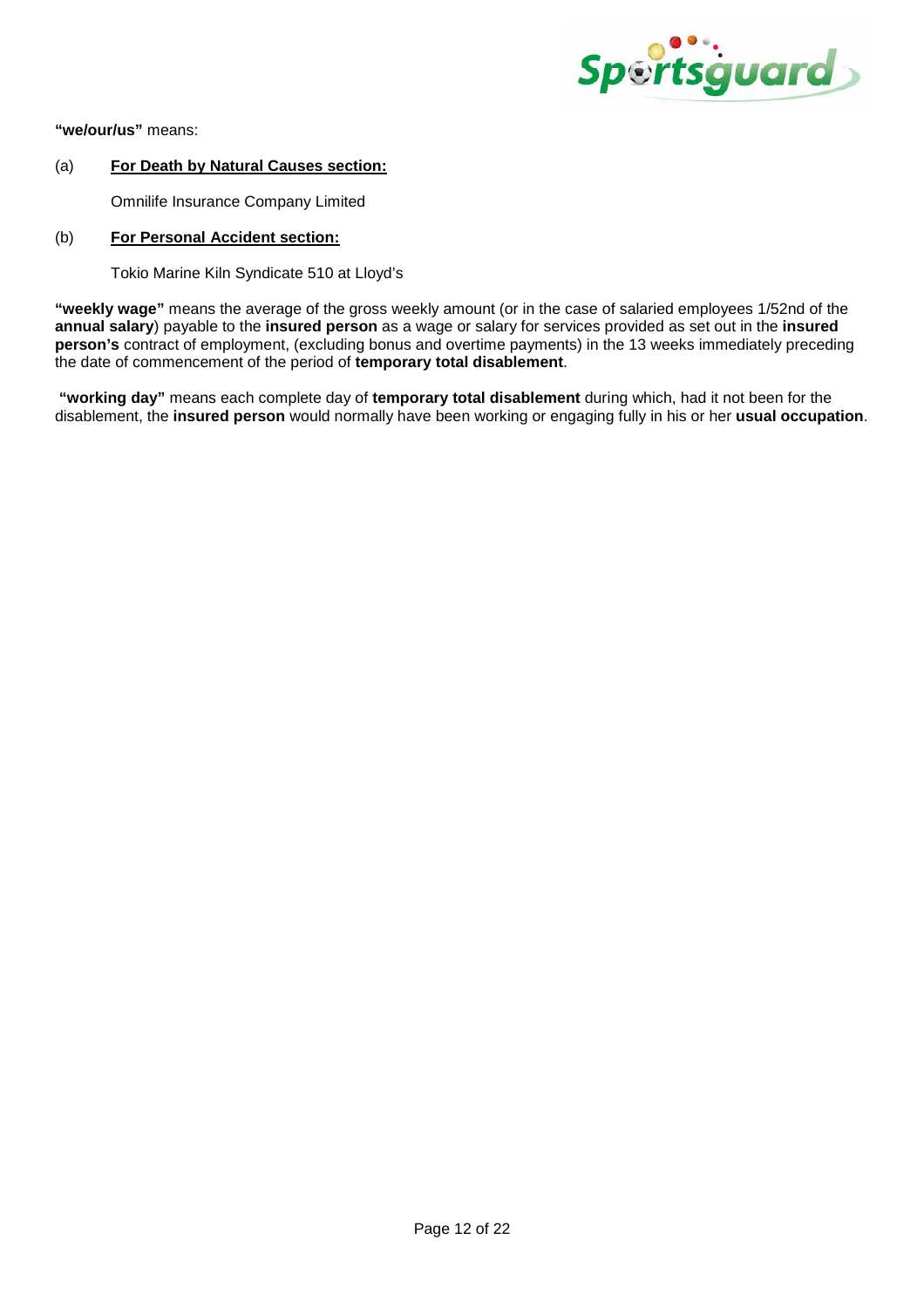**"we/our/us"** means:

(a) **For Death by Natural Causes section:**

Omnilife Insurance Company Limited

(b) **For Personal Accident section:**

Tokio Marine Kiln Syndicate 510 at Lloyd's

**"weekly wage"** means the average of the gross weekly amount (or in the case of salaried employees 1/52nd of the **annual salary**) payable to the **insured person** as a wage or salary for services provided as set out in the **insured person's** contract of employment, (excluding bonus and overtime payments) in the 13 weeks immediately preceding the date of commencement of the period of **temporary total disablement**.

**"working day"** means each complete day of **temporary total disablement** during which, had it not been for the disablement, the **insured person** would normally have been working or engaging fully in his or her **usual occupation**.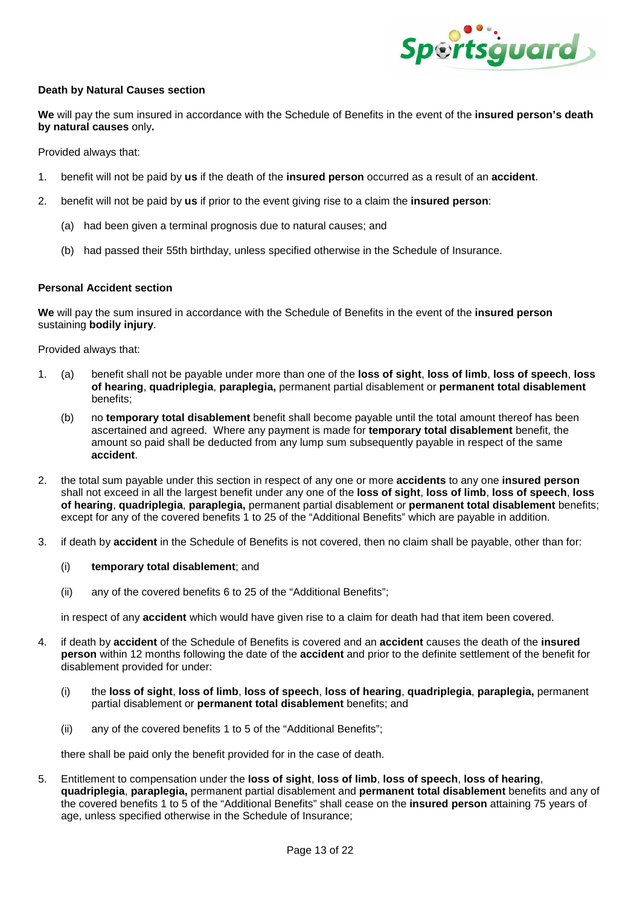**Death by Natural Causes section**

**We** will pay the sum insured in accordance with the Schedule of Benefits in the event of the **insured person's death by natural causes** only**.**

Provided always that:

1. benefit will not be paid by **us** if the death of the **insured person** occurred as a result of an **accident**.

2. benefit will not be paid by **us** if prior to the event giving rise to a claim the **insured person**:

   (a) had been given a terminal prognosis due to natural causes; and

   (b) had passed their 55th birthday, unless specified otherwise in the Schedule of Insurance.

**Personal Accident section**

**We** will pay the sum insured in accordance with the Schedule of Benefits in the event of the **insured person** sustaining **bodily injury**.

Provided always that:

1. (a) benefit shall not be payable under more than one of the **loss of sight**, **loss of limb**, **loss of speech**, **loss of hearing**, **quadriplegia**, **paraplegia,** permanent partial disablement or **permanent total disablement** benefits;

   (b) no **temporary total disablement** benefit shall become payable until the total amount thereof has been ascertained and agreed. Where any payment is made for **temporary total disablement** benefit, the amount so paid shall be deducted from any lump sum subsequently payable in respect of the same **accident**.

2. the total sum payable under this section in respect of any one or more **accidents** to any one **insured person** shall not exceed in all the largest benefit under any one of the **loss of sight**, **loss of limb**, **loss of speech**, **loss of hearing**, **quadriplegia**, **paraplegia,** permanent partial disablement or **permanent total disablement** benefits; except for any of the covered benefits 1 to 25 of the "Additional Benefits" which are payable in addition.

3. if death by **accident** in the Schedule of Benefits is not covered, then no claim shall be payable, other than for:

   (i) **temporary total disablement**; and

   (ii) any of the covered benefits 6 to 25 of the "Additional Benefits";

   in respect of any **accident** which would have given rise to a claim for death had that item been covered.

4. if death by **accident** of the Schedule of Benefits is covered and an **accident** causes the death of the **insured person** within 12 months following the date of the **accident** and prior to the definite settlement of the benefit for disablement provided for under:

   (i) the **loss of sight**, **loss of limb**, **loss of speech**, **loss of hearing**, **quadriplegia**, **paraplegia,** permanent partial disablement or **permanent total disablement** benefits; and

   (ii) any of the covered benefits 1 to 5 of the "Additional Benefits";

   there shall be paid only the benefit provided for in the case of death.

5. Entitlement to compensation under the **loss of sight**, **loss of limb**, **loss of speech**, **loss of hearing**, **quadriplegia**, **paraplegia,** permanent partial disablement and **permanent total disablement** benefits and any of the covered benefits 1 to 5 of the "Additional Benefits" shall cease on the **insured person** attaining 75 years of age, unless specified otherwise in the Schedule of Insurance;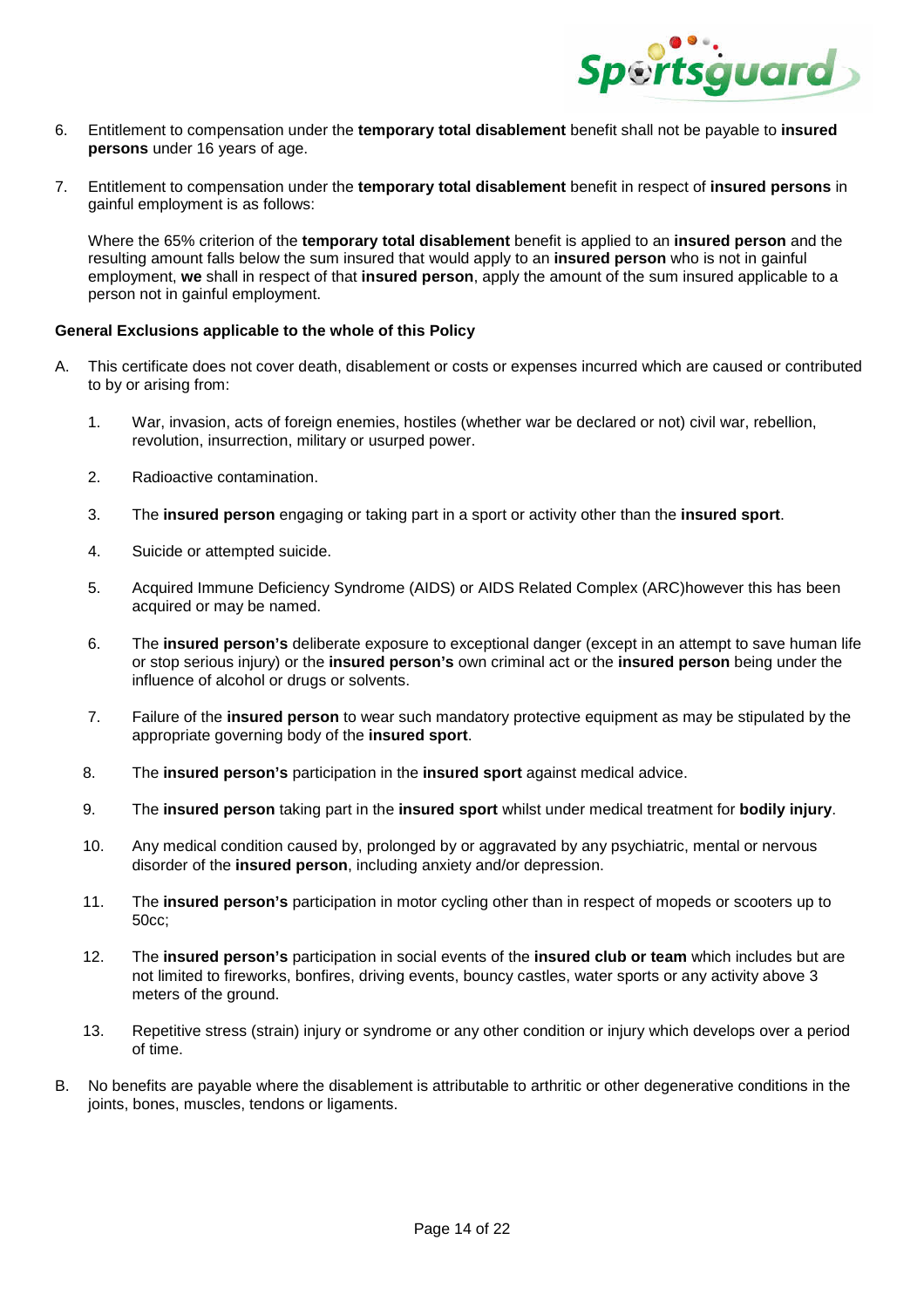6. Entitlement to compensation under the **temporary total disablement** benefit shall not be payable to **insured persons** under 16 years of age.

7. Entitlement to compensation under the **temporary total disablement** benefit in respect of **insured persons** in gainful employment is as follows:

   Where the 65% criterion of the **temporary total disablement** benefit is applied to an **insured person** and the resulting amount falls below the sum insured that would apply to an **insured person** who is not in gainful employment, **we** shall in respect of that **insured person**, apply the amount of the sum insured applicable to a person not in gainful employment.

**General Exclusions applicable to the whole of this Policy**

A. This certificate does not cover death, disablement or costs or expenses incurred which are caused or contributed to by or arising from:

   1. War, invasion, acts of foreign enemies, hostiles (whether war be declared or not) civil war, rebellion, revolution, insurrection, military or usurped power.

   2. Radioactive contamination.

   3. The **insured person** engaging or taking part in a sport or activity other than the **insured sport**.

   4. Suicide or attempted suicide.

   5. Acquired Immune Deficiency Syndrome (AIDS) or AIDS Related Complex (ARC)however this has been acquired or may be named.

   6. The **insured person's** deliberate exposure to exceptional danger (except in an attempt to save human life or stop serious injury) or the **insured person's** own criminal act or the **insured person** being under the influence of alcohol or drugs or solvents.

   7. Failure of the **insured person** to wear such mandatory protective equipment as may be stipulated by the appropriate governing body of the **insured sport**.

   8. The **insured person's** participation in the **insured sport** against medical advice.

   9. The **insured person** taking part in the **insured sport** whilst under medical treatment for **bodily injury**.

   10. Any medical condition caused by, prolonged by or aggravated by any psychiatric, mental or nervous disorder of the **insured person**, including anxiety and/or depression.

   11. The **insured person's** participation in motor cycling other than in respect of mopeds or scooters up to 50cc;

   12. The **insured person's** participation in social events of the **insured club or team** which includes but are not limited to fireworks, bonfires, driving events, bouncy castles, water sports or any activity above 3 meters of the ground.

   13. Repetitive stress (strain) injury or syndrome or any other condition or injury which develops over a period of time.

B. No benefits are payable where the disablement is attributable to arthritic or other degenerative conditions in the joints, bones, muscles, tendons or ligaments.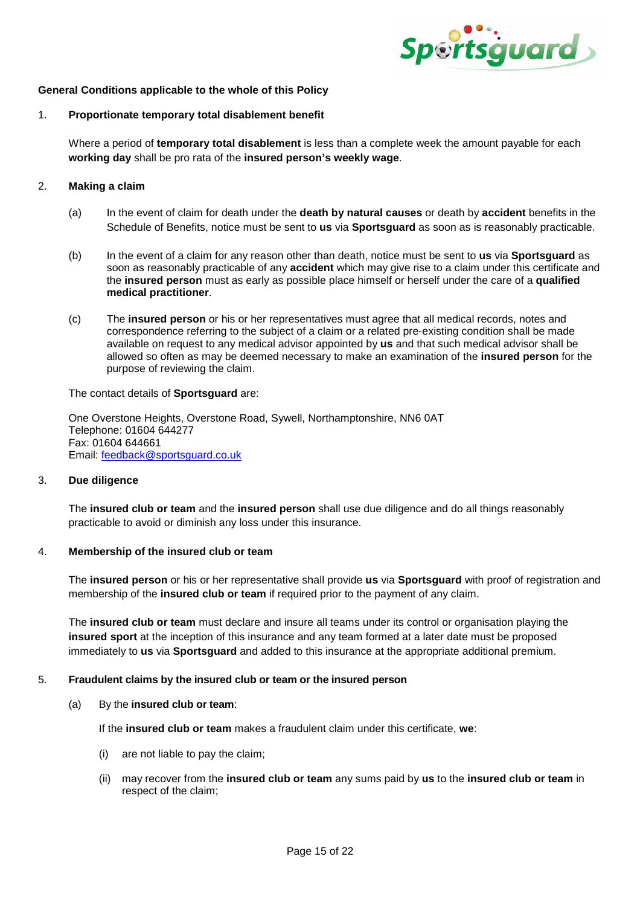**General Conditions applicable to the whole of this Policy**

1. **Proportionate temporary total disablement benefit**

   Where a period of **temporary total disablement** is less than a complete week the amount payable for each **working day** shall be pro rata of the **insured person's weekly wage**.

2. **Making a claim**

   (a) In the event of claim for death under the **death by natural causes** or death by **accident** benefits in the Schedule of Benefits, notice must be sent to **us** via **Sportsguard** as soon as is reasonably practicable.

   (b) In the event of a claim for any reason other than death, notice must be sent to **us** via **Sportsguard** as soon as reasonably practicable of any **accident** which may give rise to a claim under this certificate and the **insured person** must as early as possible place himself or herself under the care of a **qualified medical practitioner**.

   (c) The **insured person** or his or her representatives must agree that all medical records, notes and correspondence referring to the subject of a claim or a related pre-existing condition shall be made available on request to any medical advisor appointed by **us** and that such medical advisor shall be allowed so often as may be deemed necessary to make an examination of the **insured person** for the purpose of reviewing the claim.

   The contact details of **Sportsguard** are:

   One Overstone Heights, Overstone Road, Sywell, Northamptonshire, NN6 0AT
   Telephone: 01604 644277
   Fax: 01604 644661
   Email: feedback@sportsguard.co.uk

3. **Due diligence**

   The **insured club or team** and the **insured person** shall use due diligence and do all things reasonably practicable to avoid or diminish any loss under this insurance.

4. **Membership of the insured club or team**

   The **insured person** or his or her representative shall provide **us** via **Sportsguard** with proof of registration and membership of the **insured club or team** if required prior to the payment of any claim.

   The **insured club or team** must declare and insure all teams under its control or organisation playing the **insured sport** at the inception of this insurance and any team formed at a later date must be proposed immediately to **us** via **Sportsguard** and added to this insurance at the appropriate additional premium.

5. **Fraudulent claims by the insured club or team or the insured person**

   (a) By the **insured club or team**:

   If the **insured club or team** makes a fraudulent claim under this certificate, **we**:

   (i) are not liable to pay the claim;

   (ii) may recover from the **insured club or team** any sums paid by **us** to the **insured club or team** in respect of the claim;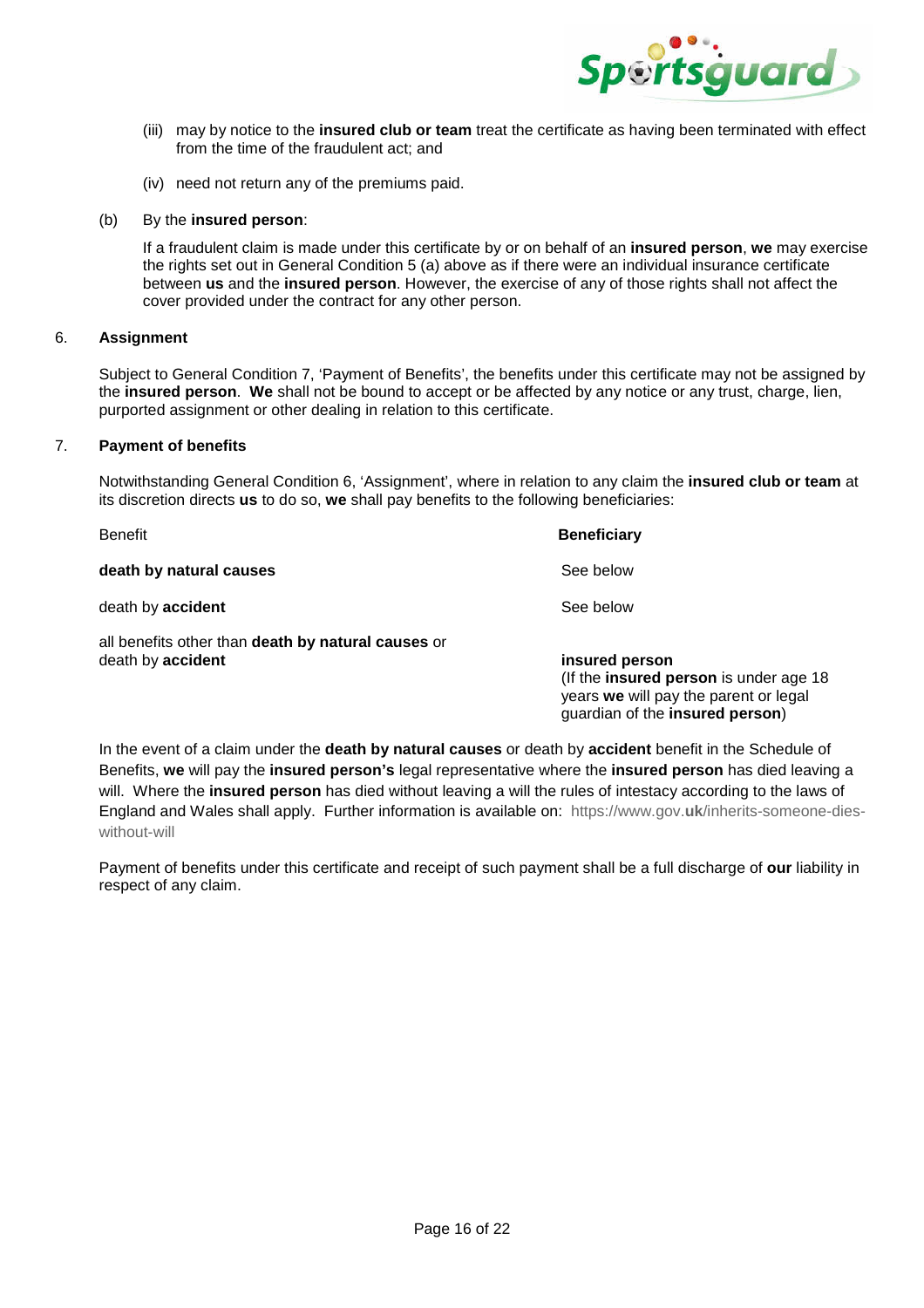(iii) may by notice to the **insured club or team** treat the certificate as having been terminated with effect from the time of the fraudulent act; and

(iv) need not return any of the premiums paid.

(b) By the **insured person**:

If a fraudulent claim is made under this certificate by or on behalf of an **insured person**, **we** may exercise the rights set out in General Condition 5 (a) above as if there were an individual insurance certificate between **us** and the **insured person**. However, the exercise of any of those rights shall not affect the cover provided under the contract for any other person.

6. **Assignment**

Subject to General Condition 7, 'Payment of Benefits', the benefits under this certificate may not be assigned by the **insured person**. **We** shall not be bound to accept or be affected by any notice or any trust, charge, lien, purported assignment or other dealing in relation to this certificate.

7. **Payment of benefits**

Notwithstanding General Condition 6, 'Assignment', where in relation to any claim the **insured club or team** at its discretion directs **us** to do so, **we** shall pay benefits to the following beneficiaries:

| Benefit | **Beneficiary** |
|---|---|
| **death by natural causes** | See below |
| death by **accident** | See below |
| all benefits other than **death by natural causes** or death by **accident** | **insured person** (If the **insured person** is under age 18 years **we** will pay the parent or legal guardian of the **insured person**) |

In the event of a claim under the **death by natural causes** or death by **accident** benefit in the Schedule of Benefits, **we** will pay the **insured person's** legal representative where the **insured person** has died leaving a will. Where the **insured person** has died without leaving a will the rules of intestacy according to the laws of England and Wales shall apply. Further information is available on: https://www.gov.uk/inherits-someone-dies-without-will

Payment of benefits under this certificate and receipt of such payment shall be a full discharge of **our** liability in respect of any claim.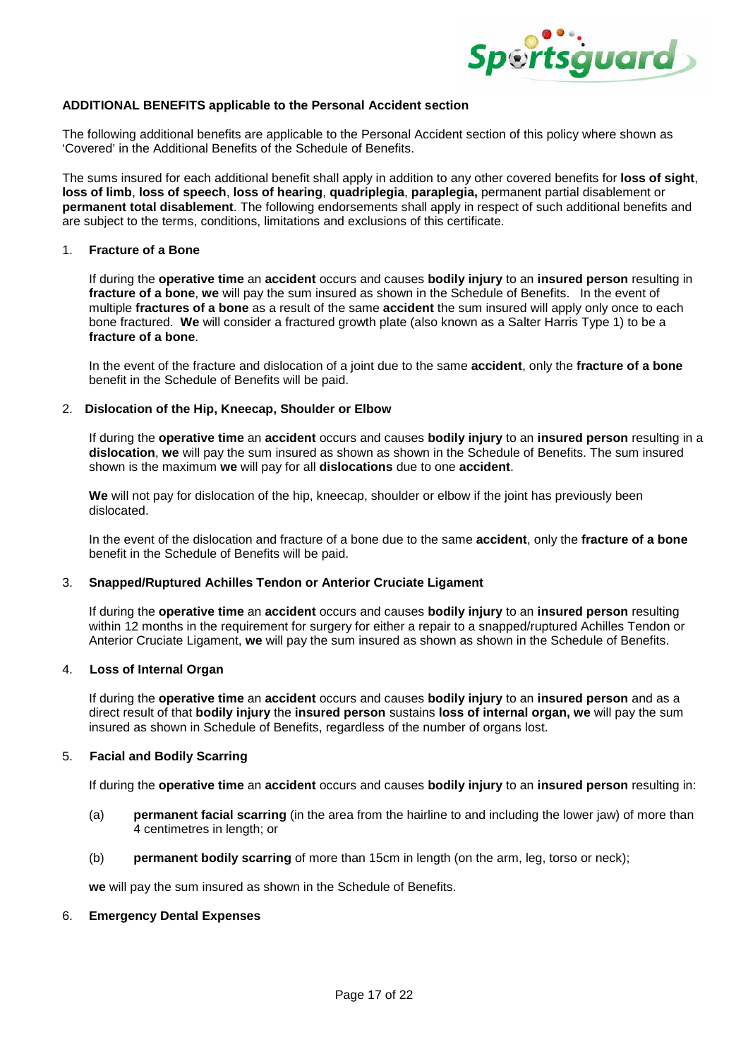**ADDITIONAL BENEFITS applicable to the Personal Accident section**

The following additional benefits are applicable to the Personal Accident section of this policy where shown as 'Covered' in the Additional Benefits of the Schedule of Benefits.

The sums insured for each additional benefit shall apply in addition to any other covered benefits for **loss of sight**, **loss of limb**, **loss of speech**, **loss of hearing**, **quadriplegia**, **paraplegia,** permanent partial disablement or **permanent total disablement**. The following endorsements shall apply in respect of such additional benefits and are subject to the terms, conditions, limitations and exclusions of this certificate.

1. **Fracture of a Bone**

   If during the **operative time** an **accident** occurs and causes **bodily injury** to an **insured person** resulting in **fracture of a bone**, **we** will pay the sum insured as shown in the Schedule of Benefits. In the event of multiple **fractures of a bone** as a result of the same **accident** the sum insured will apply only once to each bone fractured. **We** will consider a fractured growth plate (also known as a Salter Harris Type 1) to be a **fracture of a bone**.

   In the event of the fracture and dislocation of a joint due to the same **accident**, only the **fracture of a bone** benefit in the Schedule of Benefits will be paid.

2. **Dislocation of the Hip, Kneecap, Shoulder or Elbow**

   If during the **operative time** an **accident** occurs and causes **bodily injury** to an **insured person** resulting in a **dislocation**, **we** will pay the sum insured as shown as shown in the Schedule of Benefits. The sum insured shown is the maximum **we** will pay for all **dislocations** due to one **accident**.

   **We** will not pay for dislocation of the hip, kneecap, shoulder or elbow if the joint has previously been dislocated.

   In the event of the dislocation and fracture of a bone due to the same **accident**, only the **fracture of a bone** benefit in the Schedule of Benefits will be paid.

3. **Snapped/Ruptured Achilles Tendon or Anterior Cruciate Ligament**

   If during the **operative time** an **accident** occurs and causes **bodily injury** to an **insured person** resulting within 12 months in the requirement for surgery for either a repair to a snapped/ruptured Achilles Tendon or Anterior Cruciate Ligament, **we** will pay the sum insured as shown as shown in the Schedule of Benefits.

4. **Loss of Internal Organ**

   If during the **operative time** an **accident** occurs and causes **bodily injury** to an **insured person** and as a direct result of that **bodily injury** the **insured person** sustains **loss of internal organ, we** will pay the sum insured as shown in Schedule of Benefits, regardless of the number of organs lost.

5. **Facial and Bodily Scarring**

   If during the **operative time** an **accident** occurs and causes **bodily injury** to an **insured person** resulting in:

   (a) **permanent facial scarring** (in the area from the hairline to and including the lower jaw) of more than 4 centimetres in length; or

   (b) **permanent bodily scarring** of more than 15cm in length (on the arm, leg, torso or neck);

   **we** will pay the sum insured as shown in the Schedule of Benefits.

6. **Emergency Dental Expenses**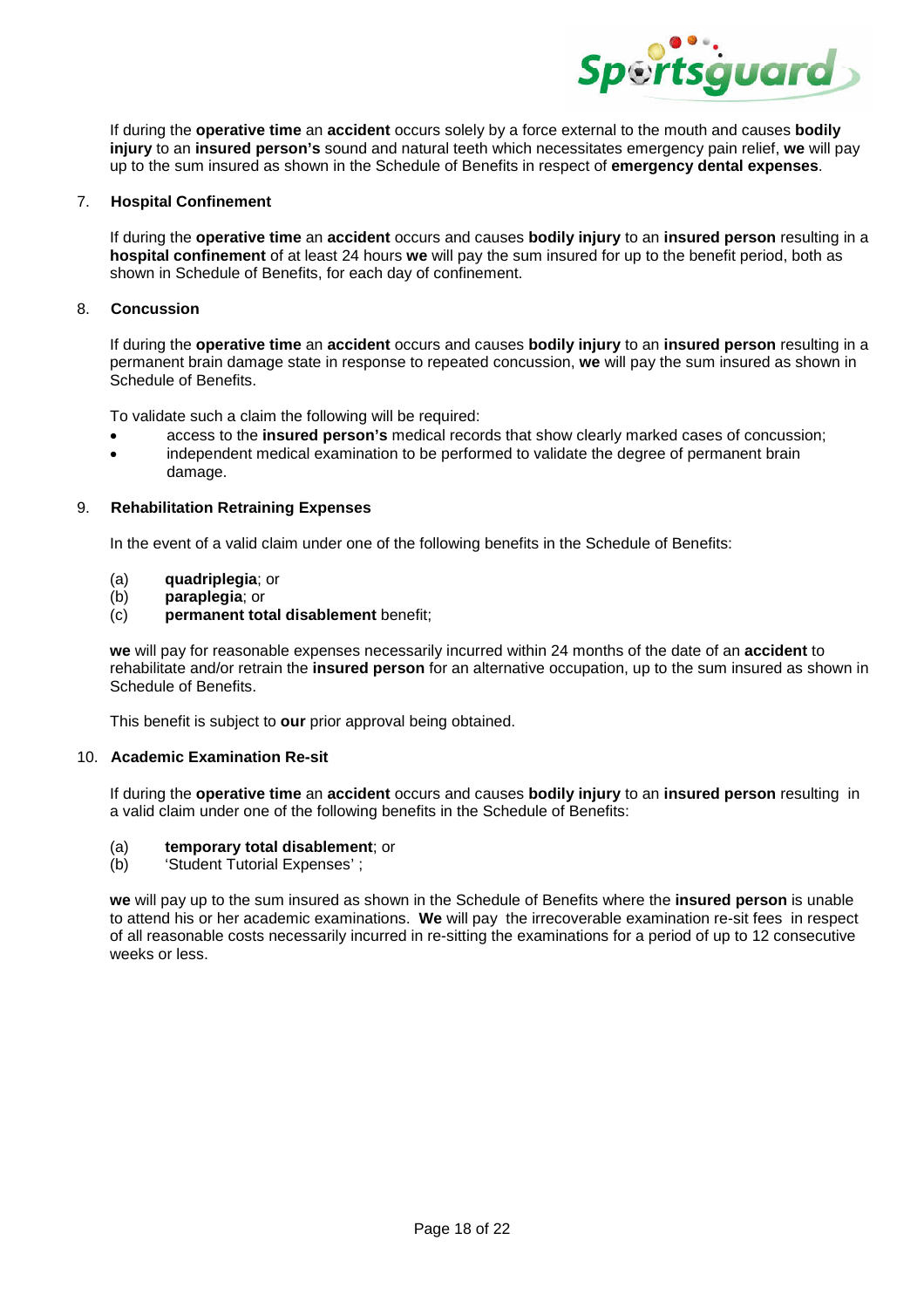If during the **operative time** an **accident** occurs solely by a force external to the mouth and causes **bodily injury** to an **insured person's** sound and natural teeth which necessitates emergency pain relief, **we** will pay up to the sum insured as shown in the Schedule of Benefits in respect of **emergency dental expenses**.

7. **Hospital Confinement**

If during the **operative time** an **accident** occurs and causes **bodily injury** to an **insured person** resulting in a **hospital confinement** of at least 24 hours **we** will pay the sum insured for up to the benefit period, both as shown in Schedule of Benefits, for each day of confinement.

8. **Concussion**

If during the **operative time** an **accident** occurs and causes **bodily injury** to an **insured person** resulting in a permanent brain damage state in response to repeated concussion, **we** will pay the sum insured as shown in Schedule of Benefits.

To validate such a claim the following will be required:

- access to the **insured person's** medical records that show clearly marked cases of concussion;
- independent medical examination to be performed to validate the degree of permanent brain damage.

9. **Rehabilitation Retraining Expenses**

In the event of a valid claim under one of the following benefits in the Schedule of Benefits:

(a) **quadriplegia**; or
(b) **paraplegia**; or
(c) **permanent total disablement** benefit;

**we** will pay for reasonable expenses necessarily incurred within 24 months of the date of an **accident** to rehabilitate and/or retrain the **insured person** for an alternative occupation, up to the sum insured as shown in Schedule of Benefits.

This benefit is subject to **our** prior approval being obtained.

10. **Academic Examination Re-sit**

If during the **operative time** an **accident** occurs and causes **bodily injury** to an **insured person** resulting in a valid claim under one of the following benefits in the Schedule of Benefits:

(a) **temporary total disablement**; or
(b) 'Student Tutorial Expenses' ;

**we** will pay up to the sum insured as shown in the Schedule of Benefits where the **insured person** is unable to attend his or her academic examinations. **We** will pay the irrecoverable examination re-sit fees in respect of all reasonable costs necessarily incurred in re-sitting the examinations for a period of up to 12 consecutive weeks or less.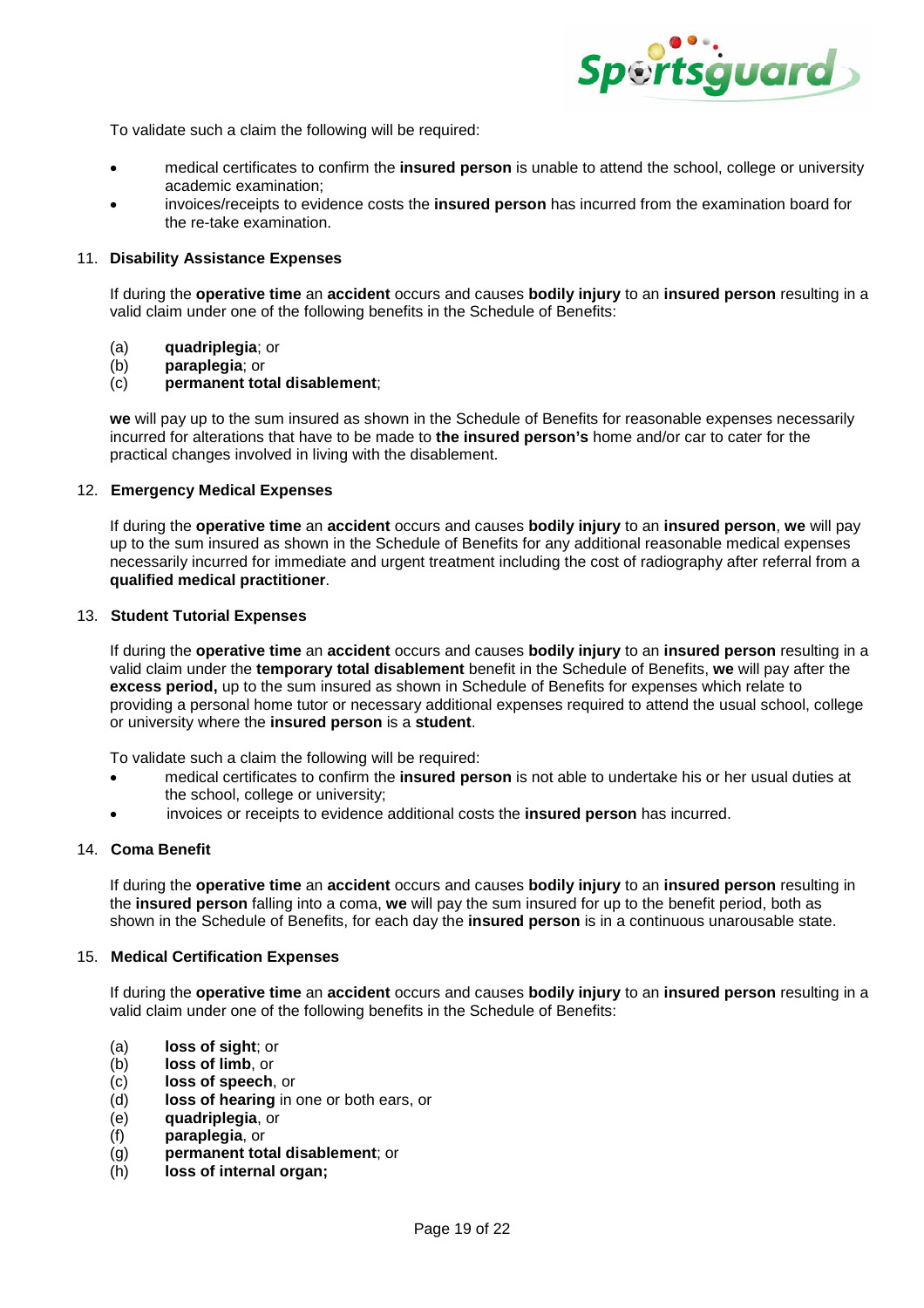To validate such a claim the following will be required:

- medical certificates to confirm the **insured person** is unable to attend the school, college or university academic examination;
- invoices/receipts to evidence costs the **insured person** has incurred from the examination board for the re-take examination.

11. **Disability Assistance Expenses**

If during the **operative time** an **accident** occurs and causes **bodily injury** to an **insured person** resulting in a valid claim under one of the following benefits in the Schedule of Benefits:

(a) **quadriplegia**; or
(b) **paraplegia**; or
(c) **permanent total disablement**;

**we** will pay up to the sum insured as shown in the Schedule of Benefits for reasonable expenses necessarily incurred for alterations that have to be made to **the insured person's** home and/or car to cater for the practical changes involved in living with the disablement.

12. **Emergency Medical Expenses**

If during the **operative time** an **accident** occurs and causes **bodily injury** to an **insured person**, **we** will pay up to the sum insured as shown in the Schedule of Benefits for any additional reasonable medical expenses necessarily incurred for immediate and urgent treatment including the cost of radiography after referral from a **qualified medical practitioner**.

13. **Student Tutorial Expenses**

If during the **operative time** an **accident** occurs and causes **bodily injury** to an **insured person** resulting in a valid claim under the **temporary total disablement** benefit in the Schedule of Benefits, **we** will pay after the **excess period,** up to the sum insured as shown in Schedule of Benefits for expenses which relate to providing a personal home tutor or necessary additional expenses required to attend the usual school, college or university where the **insured person** is a **student**.

To validate such a claim the following will be required:

- medical certificates to confirm the **insured person** is not able to undertake his or her usual duties at the school, college or university;
- invoices or receipts to evidence additional costs the **insured person** has incurred.

14. **Coma Benefit**

If during the **operative time** an **accident** occurs and causes **bodily injury** to an **insured person** resulting in the **insured person** falling into a coma, **we** will pay the sum insured for up to the benefit period, both as shown in the Schedule of Benefits, for each day the **insured person** is in a continuous unarousable state.

15. **Medical Certification Expenses**

If during the **operative time** an **accident** occurs and causes **bodily injury** to an **insured person** resulting in a valid claim under one of the following benefits in the Schedule of Benefits:

(a) **loss of sight**; or
(b) **loss of limb**, or
(c) **loss of speech**, or
(d) **loss of hearing** in one or both ears, or
(e) **quadriplegia**, or
(f) **paraplegia**, or
(g) **permanent total disablement**; or
(h) **loss of internal organ;**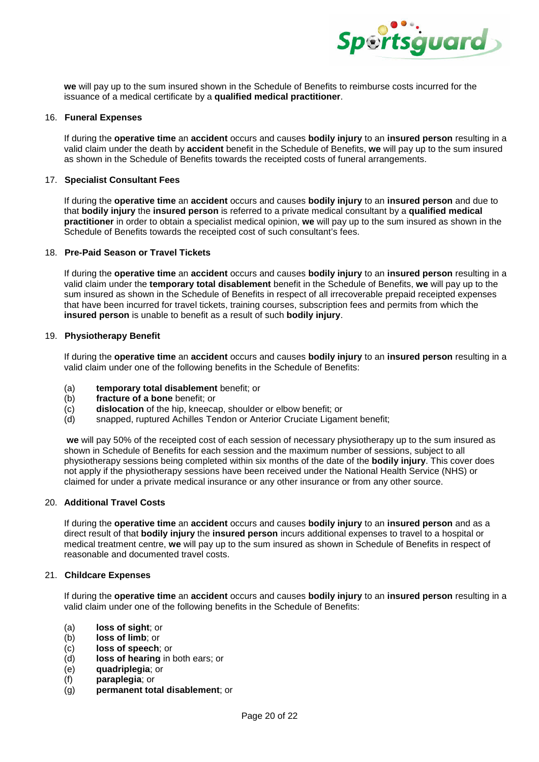**we** will pay up to the sum insured shown in the Schedule of Benefits to reimburse costs incurred for the issuance of a medical certificate by a **qualified medical practitioner**.

16. **Funeral Expenses**

If during the **operative time** an **accident** occurs and causes **bodily injury** to an **insured person** resulting in a valid claim under the death by **accident** benefit in the Schedule of Benefits, **we** will pay up to the sum insured as shown in the Schedule of Benefits towards the receipted costs of funeral arrangements.

17. **Specialist Consultant Fees**

If during the **operative time** an **accident** occurs and causes **bodily injury** to an **insured person** and due to that **bodily injury** the **insured person** is referred to a private medical consultant by a **qualified medical practitioner** in order to obtain a specialist medical opinion, **we** will pay up to the sum insured as shown in the Schedule of Benefits towards the receipted cost of such consultant's fees.

18. **Pre-Paid Season or Travel Tickets**

If during the **operative time** an **accident** occurs and causes **bodily injury** to an **insured person** resulting in a valid claim under the **temporary total disablement** benefit in the Schedule of Benefits, **we** will pay up to the sum insured as shown in the Schedule of Benefits in respect of all irrecoverable prepaid receipted expenses that have been incurred for travel tickets, training courses, subscription fees and permits from which the **insured person** is unable to benefit as a result of such **bodily injury**.

19. **Physiotherapy Benefit**

If during the **operative time** an **accident** occurs and causes **bodily injury** to an **insured person** resulting in a valid claim under one of the following benefits in the Schedule of Benefits:

(a) **temporary total disablement** benefit; or
(b) **fracture of a bone** benefit; or
(c) **dislocation** of the hip, kneecap, shoulder or elbow benefit; or
(d) snapped, ruptured Achilles Tendon or Anterior Cruciate Ligament benefit;

**we** will pay 50% of the receipted cost of each session of necessary physiotherapy up to the sum insured as shown in Schedule of Benefits for each session and the maximum number of sessions, subject to all physiotherapy sessions being completed within six months of the date of the **bodily injury**. This cover does not apply if the physiotherapy sessions have been received under the National Health Service (NHS) or claimed for under a private medical insurance or any other insurance or from any other source.

20. **Additional Travel Costs**

If during the **operative time** an **accident** occurs and causes **bodily injury** to an **insured person** and as a direct result of that **bodily injury** the **insured person** incurs additional expenses to travel to a hospital or medical treatment centre, **we** will pay up to the sum insured as shown in Schedule of Benefits in respect of reasonable and documented travel costs.

21. **Childcare Expenses**

If during the **operative time** an **accident** occurs and causes **bodily injury** to an **insured person** resulting in a valid claim under one of the following benefits in the Schedule of Benefits:

(a) **loss of sight**; or
(b) **loss of limb**; or
(c) **loss of speech**; or
(d) **loss of hearing** in both ears; or
(e) **quadriplegia**; or
(f) **paraplegia**; or
(g) **permanent total disablement**; or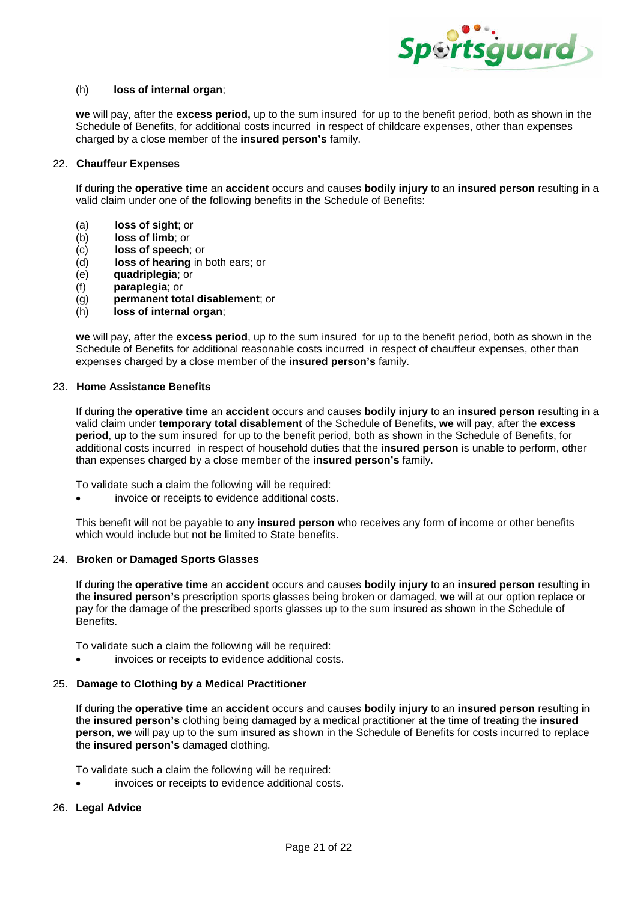(h) **loss of internal organ**;

**we** will pay, after the **excess period,** up to the sum insured for up to the benefit period, both as shown in the Schedule of Benefits, for additional costs incurred in respect of childcare expenses, other than expenses charged by a close member of the **insured person's** family.

## 22. Chauffeur Expenses

If during the **operative time** an **accident** occurs and causes **bodily injury** to an **insured person** resulting in a valid claim under one of the following benefits in the Schedule of Benefits:

(a) **loss of sight**; or
(b) **loss of limb**; or
(c) **loss of speech**; or
(d) **loss of hearing** in both ears; or
(e) **quadriplegia**; or
(f) **paraplegia**; or
(g) **permanent total disablement**; or
(h) **loss of internal organ**;

**we** will pay, after the **excess period**, up to the sum insured for up to the benefit period, both as shown in the Schedule of Benefits for additional reasonable costs incurred in respect of chauffeur expenses, other than expenses charged by a close member of the **insured person's** family.

## 23. Home Assistance Benefits

If during the **operative time** an **accident** occurs and causes **bodily injury** to an **insured person** resulting in a valid claim under **temporary total disablement** of the Schedule of Benefits, **we** will pay, after the **excess period**, up to the sum insured for up to the benefit period, both as shown in the Schedule of Benefits, for additional costs incurred in respect of household duties that the **insured person** is unable to perform, other than expenses charged by a close member of the **insured person's** family.

To validate such a claim the following will be required:

- invoice or receipts to evidence additional costs.

This benefit will not be payable to any **insured person** who receives any form of income or other benefits which would include but not be limited to State benefits.

## 24. Broken or Damaged Sports Glasses

If during the **operative time** an **accident** occurs and causes **bodily injury** to an **insured person** resulting in the **insured person's** prescription sports glasses being broken or damaged, **we** will at our option replace or pay for the damage of the prescribed sports glasses up to the sum insured as shown in the Schedule of Benefits.

To validate such a claim the following will be required:

- invoices or receipts to evidence additional costs.

## 25. Damage to Clothing by a Medical Practitioner

If during the **operative time** an **accident** occurs and causes **bodily injury** to an **insured person** resulting in the **insured person's** clothing being damaged by a medical practitioner at the time of treating the **insured person**, **we** will pay up to the sum insured as shown in the Schedule of Benefits for costs incurred to replace the **insured person's** damaged clothing.

To validate such a claim the following will be required:

- invoices or receipts to evidence additional costs.

## 26. Legal Advice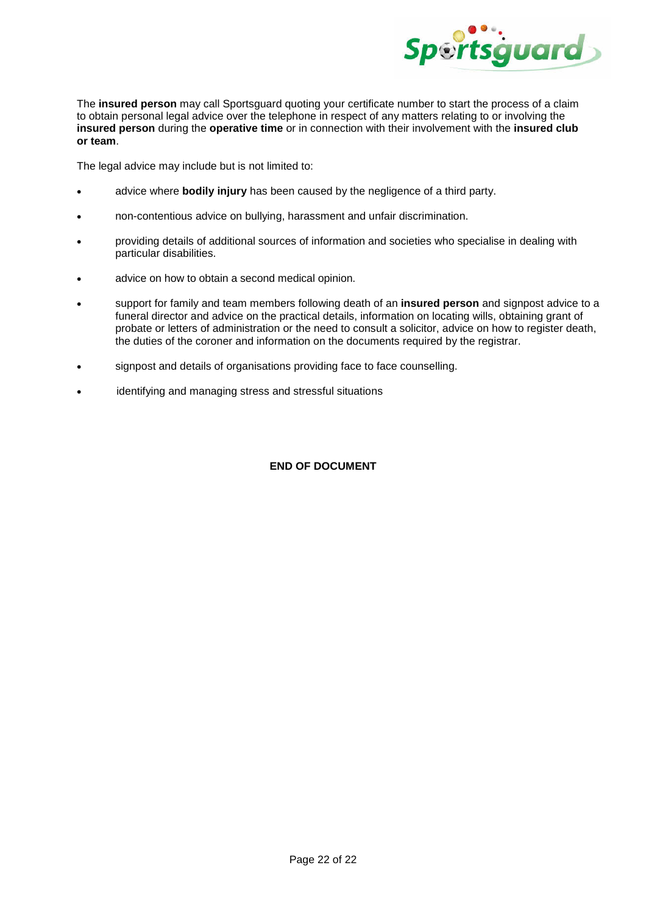The **insured person** may call Sportsguard quoting your certificate number to start the process of a claim to obtain personal legal advice over the telephone in respect of any matters relating to or involving the **insured person** during the **operative time** or in connection with their involvement with the **insured club or team**.

The legal advice may include but is not limited to:

- advice where **bodily injury** has been caused by the negligence of a third party.
- non-contentious advice on bullying, harassment and unfair discrimination.
- providing details of additional sources of information and societies who specialise in dealing with particular disabilities.
- advice on how to obtain a second medical opinion.
- support for family and team members following death of an **insured person** and signpost advice to a funeral director and advice on the practical details, information on locating wills, obtaining grant of probate or letters of administration or the need to consult a solicitor, advice on how to register death, the duties of the coroner and information on the documents required by the registrar.
- signpost and details of organisations providing face to face counselling.
- identifying and managing stress and stressful situations

**END OF DOCUMENT**